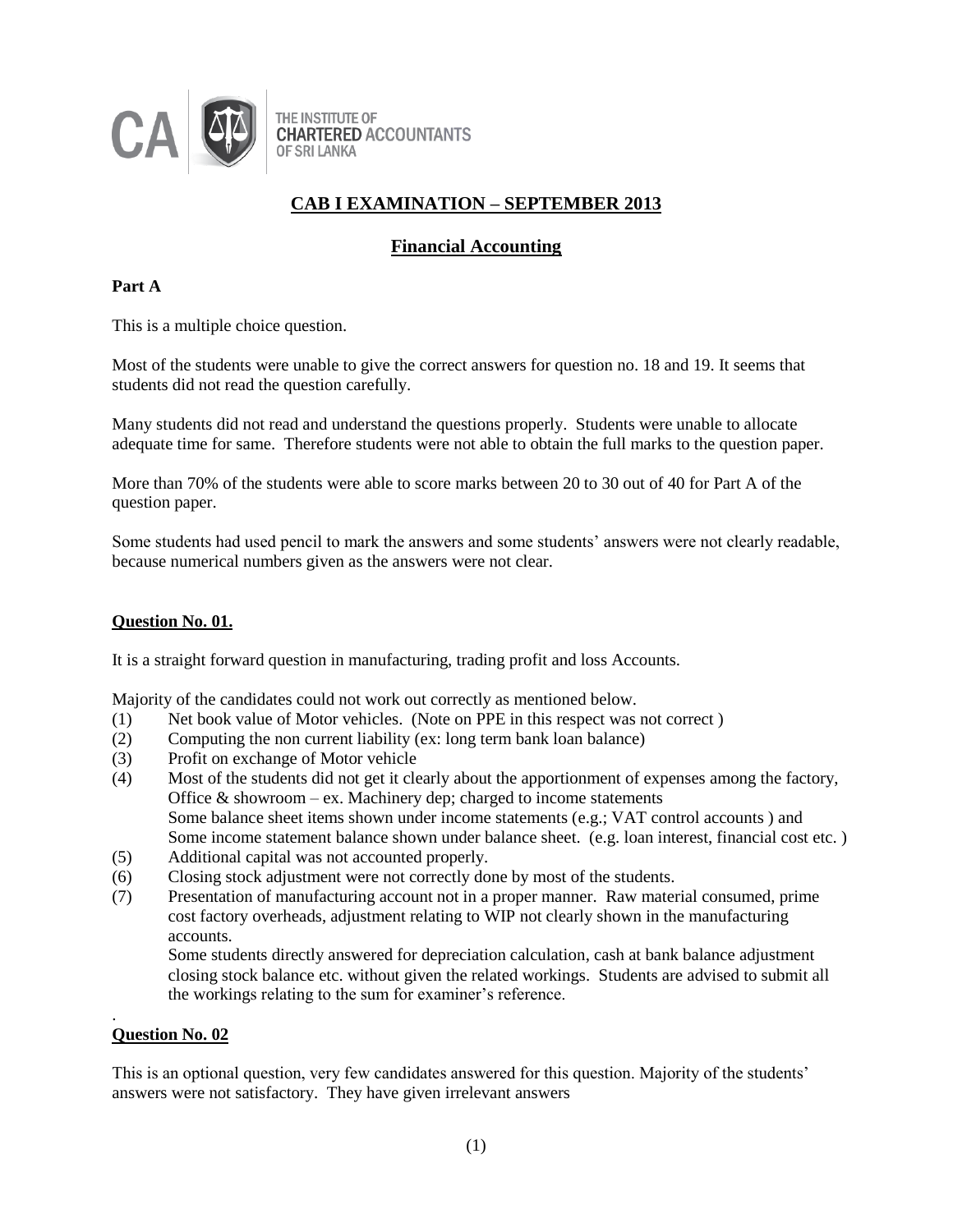THE INSTITUTE OF **CHARTERED** ACCOUNTANTS OF SRI LANKA

# CAB I EXAMINATION – SEPTEMBER 2013

## Financial Accounting

**Part A**

This is a multiple choice question.

Most of the students were unable to give the correct answers for question no. 18 and 19. It seems that students did not read the question carefully.

Many students did not read and understand the questions properly. Students were unable to allocate adequate time for same. Therefore students were not able to obtain the full marks to the question paper.

More than 70% of the students were able to score marks between 20 to 30 out of 40 for Part A of the question paper.

Some students had used pencil to mark the answers and some students' answers were not clearly readable, because numerical numbers given as the answers were not clear.

**Question No. 01.**

It is a straight forward question in manufacturing, trading profit and loss Accounts.

Majority of the candidates could not work out correctly as mentioned below.

(1) Net book value of Motor vehicles. (Note on PPE in this respect was not correct )

(2) Computing the non current liability (ex: long term bank loan balance)

(3) Profit on exchange of Motor vehicle

(4) Most of the students did not get it clearly about the apportionment of expenses among the factory, Office & showroom – ex. Machinery dep; charged to income statements
Some balance sheet items shown under income statements (e.g.; VAT control accounts ) and Some income statement balance shown under balance sheet. (e.g. loan interest, financial cost etc. )

(5) Additional capital was not accounted properly.

(6) Closing stock adjustment were not correctly done by most of the students.

(7) Presentation of manufacturing account not in a proper manner. Raw material consumed, prime cost factory overheads, adjustment relating to WIP not clearly shown in the manufacturing accounts.
Some students directly answered for depreciation calculation, cash at bank balance adjustment closing stock balance etc. without given the related workings. Students are advised to submit all the workings relating to the sum for examiner's reference.

**Question No. 02**

This is an optional question, very few candidates answered for this question. Majority of the students' answers were not satisfactory. They have given irrelevant answers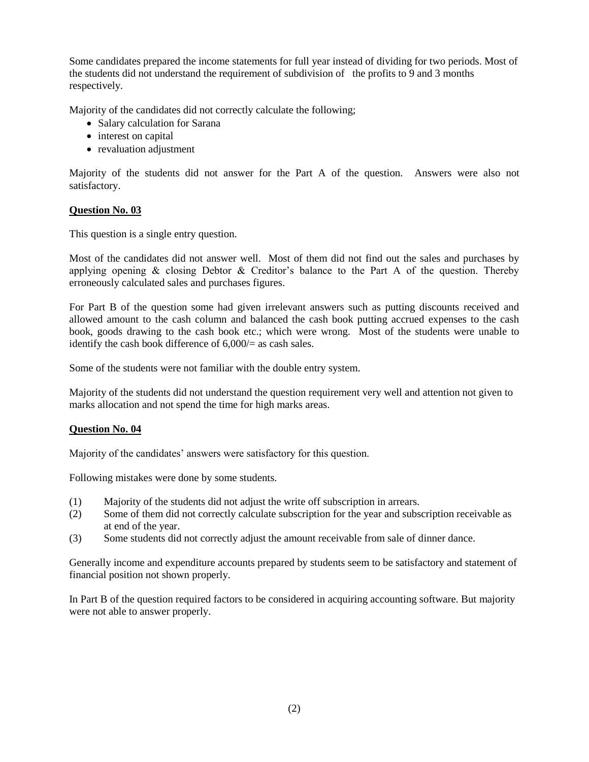Some candidates prepared the income statements for full year instead of dividing for two periods. Most of the students did not understand the requirement of subdivision of  the profits to 9 and 3 months respectively.

Majority of the candidates did not correctly calculate the following;

- Salary calculation for Sarana
- interest on capital
- revaluation adjustment

Majority of the students did not answer for the Part A of the question.  Answers were also not satisfactory.

**Question No. 03**

This question is a single entry question.

Most of the candidates did not answer well.  Most of them did not find out the sales and purchases by applying opening & closing Debtor & Creditor's balance to the Part A of the question. Thereby erroneously calculated sales and purchases figures.

For Part B of the question some had given irrelevant answers such as putting discounts received and allowed amount to the cash column and balanced the cash book putting accrued expenses to the cash book, goods drawing to the cash book etc.; which were wrong.  Most of the students were unable to identify the cash book difference of 6,000/= as cash sales.

Some of the students were not familiar with the double entry system.

Majority of the students did not understand the question requirement very well and attention not given to marks allocation and not spend the time for high marks areas.

**Question No. 04**

Majority of the candidates' answers were satisfactory for this question.

Following mistakes were done by some students.

(1) Majority of the students did not adjust the write off subscription in arrears.

(2) Some of them did not correctly calculate subscription for the year and subscription receivable as at end of the year.

(3) Some students did not correctly adjust the amount receivable from sale of dinner dance.

Generally income and expenditure accounts prepared by students seem to be satisfactory and statement of financial position not shown properly.

In Part B of the question required factors to be considered in acquiring accounting software. But majority were not able to answer properly.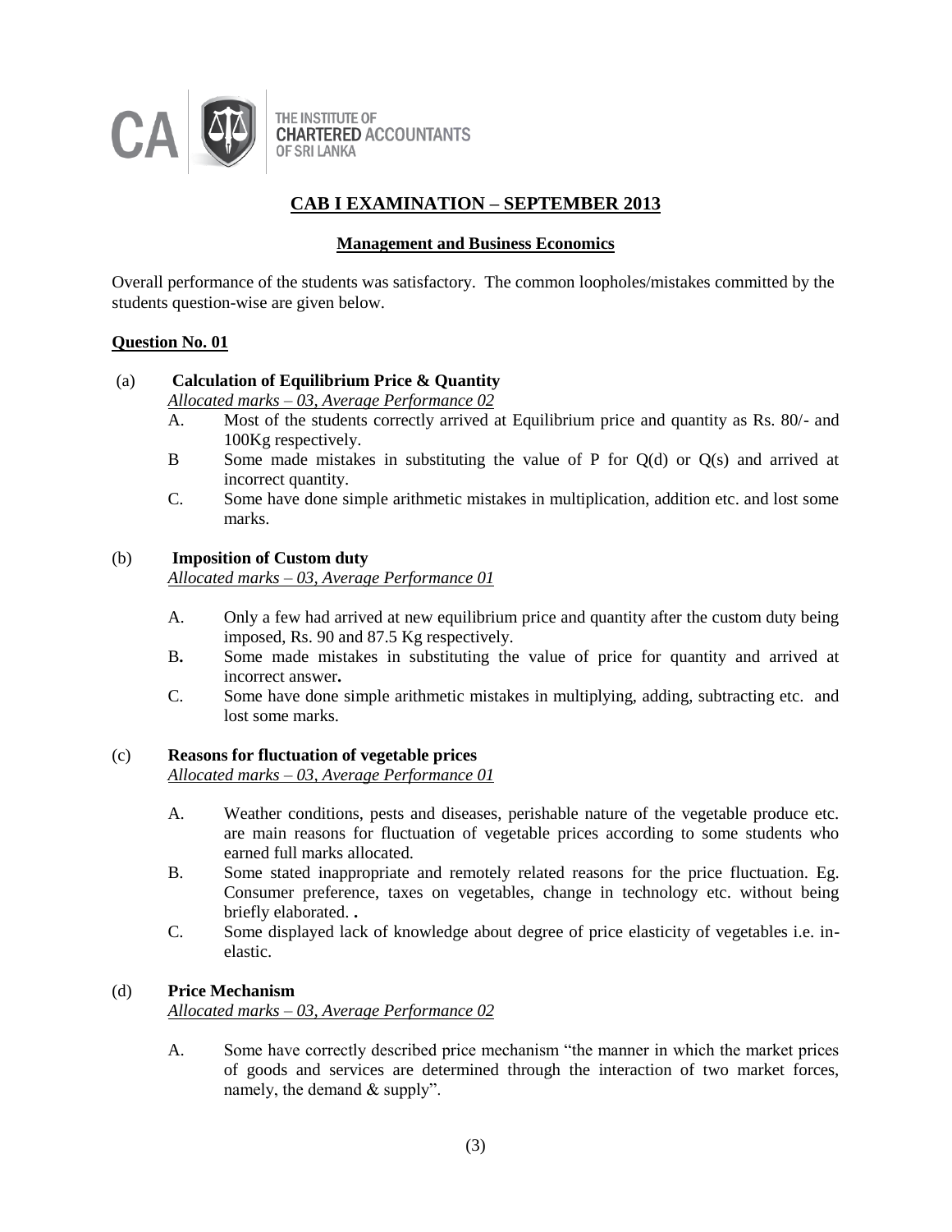THE INSTITUTE OF CHARTERED ACCOUNTANTS OF SRI LANKA

## CAB I EXAMINATION – SEPTEMBER 2013

### Management and Business Economics

Overall performance of the students was satisfactory. The common loopholes/mistakes committed by the students question-wise are given below.

**Question No. 01**

(a) **Calculation of Equilibrium Price & Quantity**

*Allocated marks – 03, Average Performance 02*

A. Most of the students correctly arrived at Equilibrium price and quantity as Rs. 80/- and 100Kg respectively.

B Some made mistakes in substituting the value of P for Q(d) or Q(s) and arrived at incorrect quantity.

C. Some have done simple arithmetic mistakes in multiplication, addition etc. and lost some marks.

(b) **Imposition of Custom duty**

*Allocated marks – 03, Average Performance 01*

A. Only a few had arrived at new equilibrium price and quantity after the custom duty being imposed, Rs. 90 and 87.5 Kg respectively.

B**.** Some made mistakes in substituting the value of price for quantity and arrived at incorrect answer**.**

C. Some have done simple arithmetic mistakes in multiplying, adding, subtracting etc. and lost some marks.

(c) **Reasons for fluctuation of vegetable prices**

*Allocated marks – 03, Average Performance 01*

A. Weather conditions, pests and diseases, perishable nature of the vegetable produce etc. are main reasons for fluctuation of vegetable prices according to some students who earned full marks allocated.

B. Some stated inappropriate and remotely related reasons for the price fluctuation. Eg. Consumer preference, taxes on vegetables, change in technology etc. without being briefly elaborated. **.**

C. Some displayed lack of knowledge about degree of price elasticity of vegetables i.e. in-elastic.

(d) **Price Mechanism**

*Allocated marks – 03, Average Performance 02*

A. Some have correctly described price mechanism "the manner in which the market prices of goods and services are determined through the interaction of two market forces, namely, the demand & supply".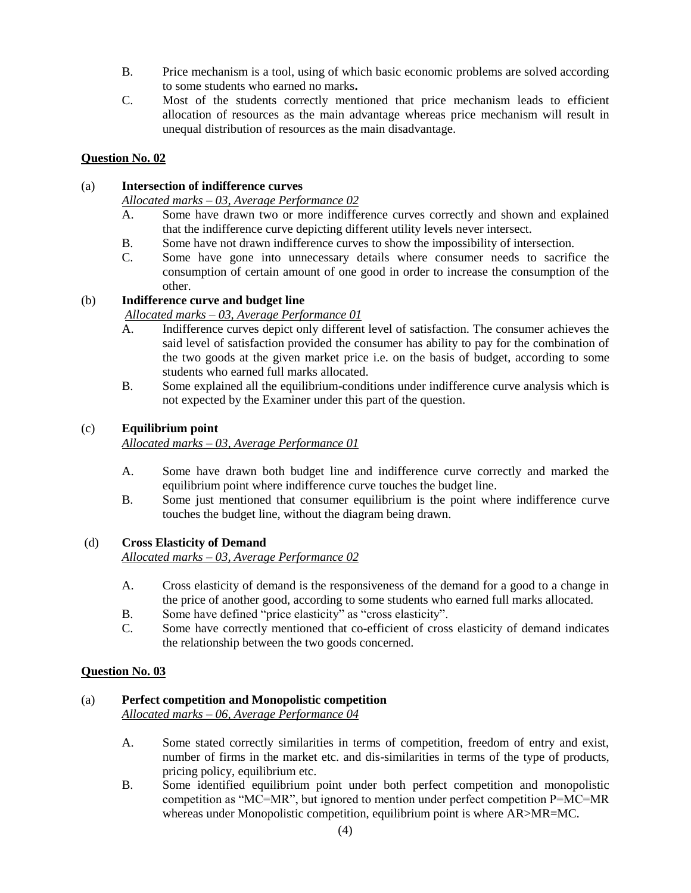B. Price mechanism is a tool, using of which basic economic problems are solved according to some students who earned no marks**.**

C. Most of the students correctly mentioned that price mechanism leads to efficient allocation of resources as the main advantage whereas price mechanism will result in unequal distribution of resources as the main disadvantage.

**Question No. 02**

(a) **Intersection of indifference curves**

*Allocated marks – 03, Average Performance 02*

A. Some have drawn two or more indifference curves correctly and shown and explained that the indifference curve depicting different utility levels never intersect.

B. Some have not drawn indifference curves to show the impossibility of intersection.

C. Some have gone into unnecessary details where consumer needs to sacrifice the consumption of certain amount of one good in order to increase the consumption of the other.

(b) **Indifference curve and budget line**

*Allocated marks – 03, Average Performance 01*

A. Indifference curves depict only different level of satisfaction. The consumer achieves the said level of satisfaction provided the consumer has ability to pay for the combination of the two goods at the given market price i.e. on the basis of budget, according to some students who earned full marks allocated.

B. Some explained all the equilibrium-conditions under indifference curve analysis which is not expected by the Examiner under this part of the question.

(c) **Equilibrium point**

*Allocated marks – 03, Average Performance 01*

A. Some have drawn both budget line and indifference curve correctly and marked the equilibrium point where indifference curve touches the budget line.

B. Some just mentioned that consumer equilibrium is the point where indifference curve touches the budget line, without the diagram being drawn.

(d) **Cross Elasticity of Demand**

*Allocated marks – 03, Average Performance 02*

A. Cross elasticity of demand is the responsiveness of the demand for a good to a change in the price of another good, according to some students who earned full marks allocated.

B. Some have defined "price elasticity" as "cross elasticity".

C. Some have correctly mentioned that co-efficient of cross elasticity of demand indicates the relationship between the two goods concerned.

**Question No. 03**

(a) **Perfect competition and Monopolistic competition**

*Allocated marks – 06, Average Performance 04*

A. Some stated correctly similarities in terms of competition, freedom of entry and exist, number of firms in the market etc. and dis-similarities in terms of the type of products, pricing policy, equilibrium etc.

B. Some identified equilibrium point under both perfect competition and monopolistic competition as "MC=MR", but ignored to mention under perfect competition P=MC=MR whereas under Monopolistic competition, equilibrium point is where AR>MR=MC.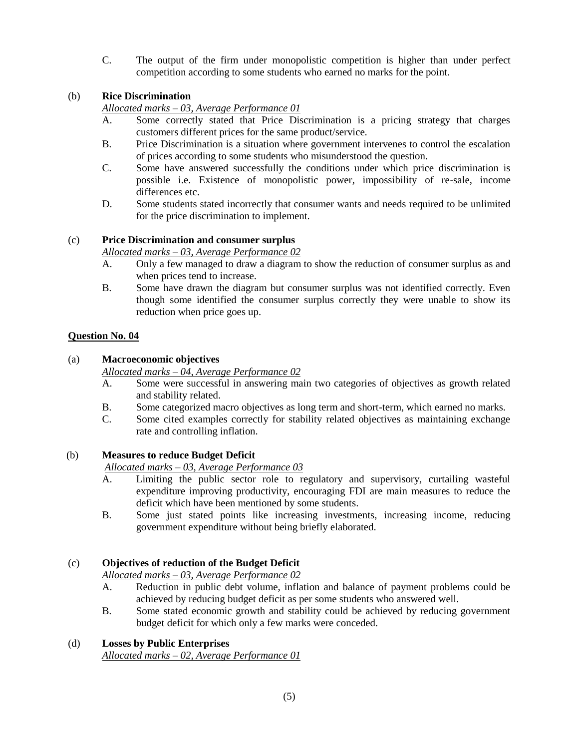C. The output of the firm under monopolistic competition is higher than under perfect competition according to some students who earned no marks for the point.

(b) **Rice Discrimination**

*Allocated marks – 03, Average Performance 01*

A. Some correctly stated that Price Discrimination is a pricing strategy that charges customers different prices for the same product/service.

B. Price Discrimination is a situation where government intervenes to control the escalation of prices according to some students who misunderstood the question.

C. Some have answered successfully the conditions under which price discrimination is possible i.e. Existence of monopolistic power, impossibility of re-sale, income differences etc.

D. Some students stated incorrectly that consumer wants and needs required to be unlimited for the price discrimination to implement.

(c) **Price Discrimination and consumer surplus**

*Allocated marks – 03, Average Performance 02*

A. Only a few managed to draw a diagram to show the reduction of consumer surplus as and when prices tend to increase.

B. Some have drawn the diagram but consumer surplus was not identified correctly. Even though some identified the consumer surplus correctly they were unable to show its reduction when price goes up.

## Question No. 04

(a) **Macroeconomic objectives**

*Allocated marks – 04, Average Performance 02*

A. Some were successful in answering main two categories of objectives as growth related and stability related.

B. Some categorized macro objectives as long term and short-term, which earned no marks.

C. Some cited examples correctly for stability related objectives as maintaining exchange rate and controlling inflation.

(b) **Measures to reduce Budget Deficit**

*Allocated marks – 03, Average Performance 03*

A. Limiting the public sector role to regulatory and supervisory, curtailing wasteful expenditure improving productivity, encouraging FDI are main measures to reduce the deficit which have been mentioned by some students.

B. Some just stated points like increasing investments, increasing income, reducing government expenditure without being briefly elaborated.

(c) **Objectives of reduction of the Budget Deficit**

*Allocated marks – 03, Average Performance 02*

A. Reduction in public debt volume, inflation and balance of payment problems could be achieved by reducing budget deficit as per some students who answered well.

B. Some stated economic growth and stability could be achieved by reducing government budget deficit for which only a few marks were conceded.

(d) **Losses by Public Enterprises**

*Allocated marks – 02, Average Performance 01*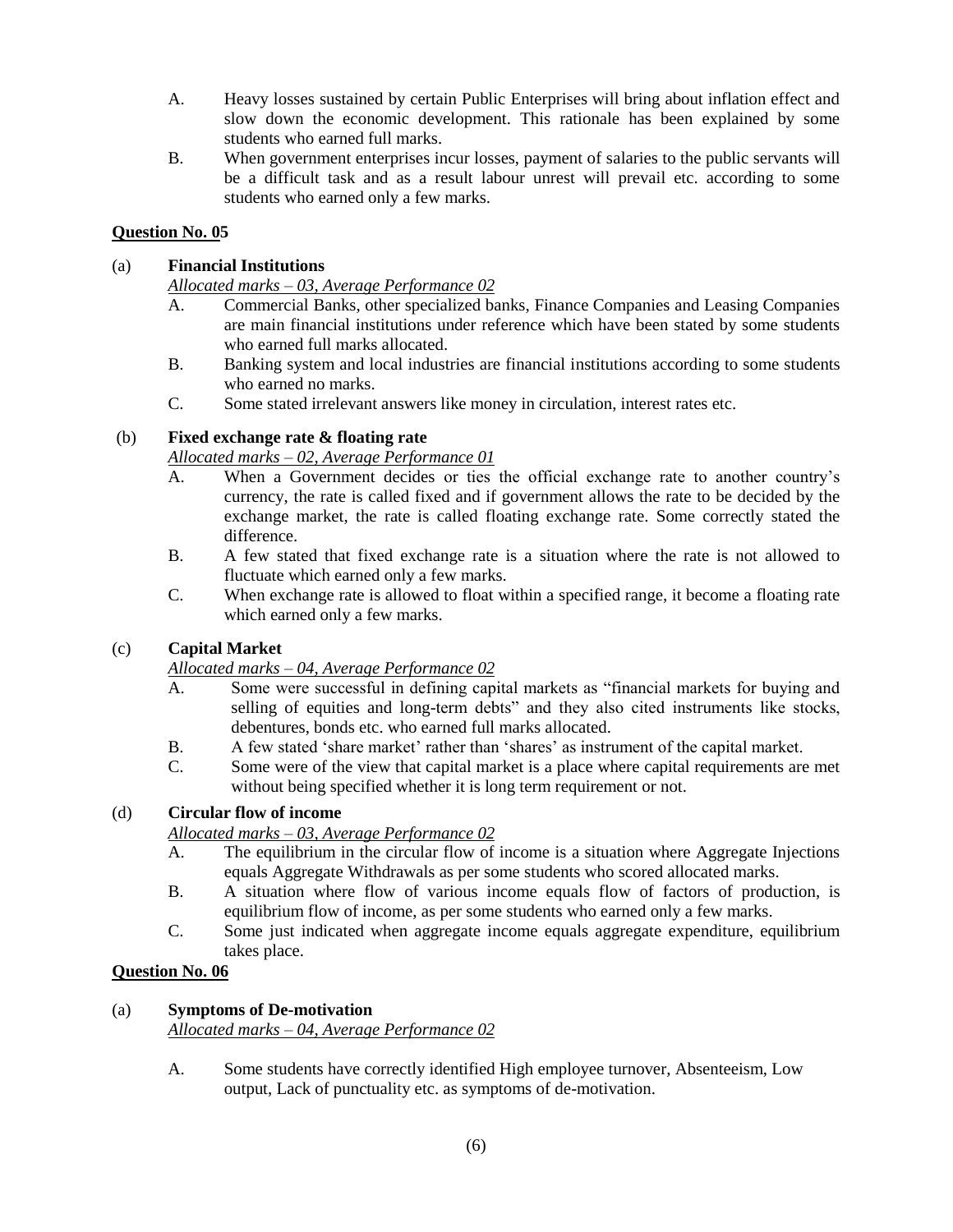A. Heavy losses sustained by certain Public Enterprises will bring about inflation effect and slow down the economic development. This rationale has been explained by some students who earned full marks.

B. When government enterprises incur losses, payment of salaries to the public servants will be a difficult task and as a result labour unrest will prevail etc. according to some students who earned only a few marks.

**Question No. 05**

(a) **Financial Institutions**

*Allocated marks – 03, Average Performance 02*

A. Commercial Banks, other specialized banks, Finance Companies and Leasing Companies are main financial institutions under reference which have been stated by some students who earned full marks allocated.

B. Banking system and local industries are financial institutions according to some students who earned no marks.

C. Some stated irrelevant answers like money in circulation, interest rates etc.

(b) **Fixed exchange rate & floating rate**

*Allocated marks – 02, Average Performance 01*

A. When a Government decides or ties the official exchange rate to another country's currency, the rate is called fixed and if government allows the rate to be decided by the exchange market, the rate is called floating exchange rate. Some correctly stated the difference.

B. A few stated that fixed exchange rate is a situation where the rate is not allowed to fluctuate which earned only a few marks.

C. When exchange rate is allowed to float within a specified range, it become a floating rate which earned only a few marks.

(c) **Capital Market**

*Allocated marks – 04, Average Performance 02*

A. Some were successful in defining capital markets as "financial markets for buying and selling of equities and long-term debts" and they also cited instruments like stocks, debentures, bonds etc. who earned full marks allocated.

B. A few stated 'share market' rather than 'shares' as instrument of the capital market.

C. Some were of the view that capital market is a place where capital requirements are met without being specified whether it is long term requirement or not.

(d) **Circular flow of income**

*Allocated marks – 03, Average Performance 02*

A. The equilibrium in the circular flow of income is a situation where Aggregate Injections equals Aggregate Withdrawals as per some students who scored allocated marks.

B. A situation where flow of various income equals flow of factors of production, is equilibrium flow of income, as per some students who earned only a few marks.

C. Some just indicated when aggregate income equals aggregate expenditure, equilibrium takes place.

**Question No. 06**

(a) **Symptoms of De-motivation**

*Allocated marks – 04, Average Performance 02*

A. Some students have correctly identified High employee turnover, Absenteeism, Low output, Lack of punctuality etc. as symptoms of de-motivation.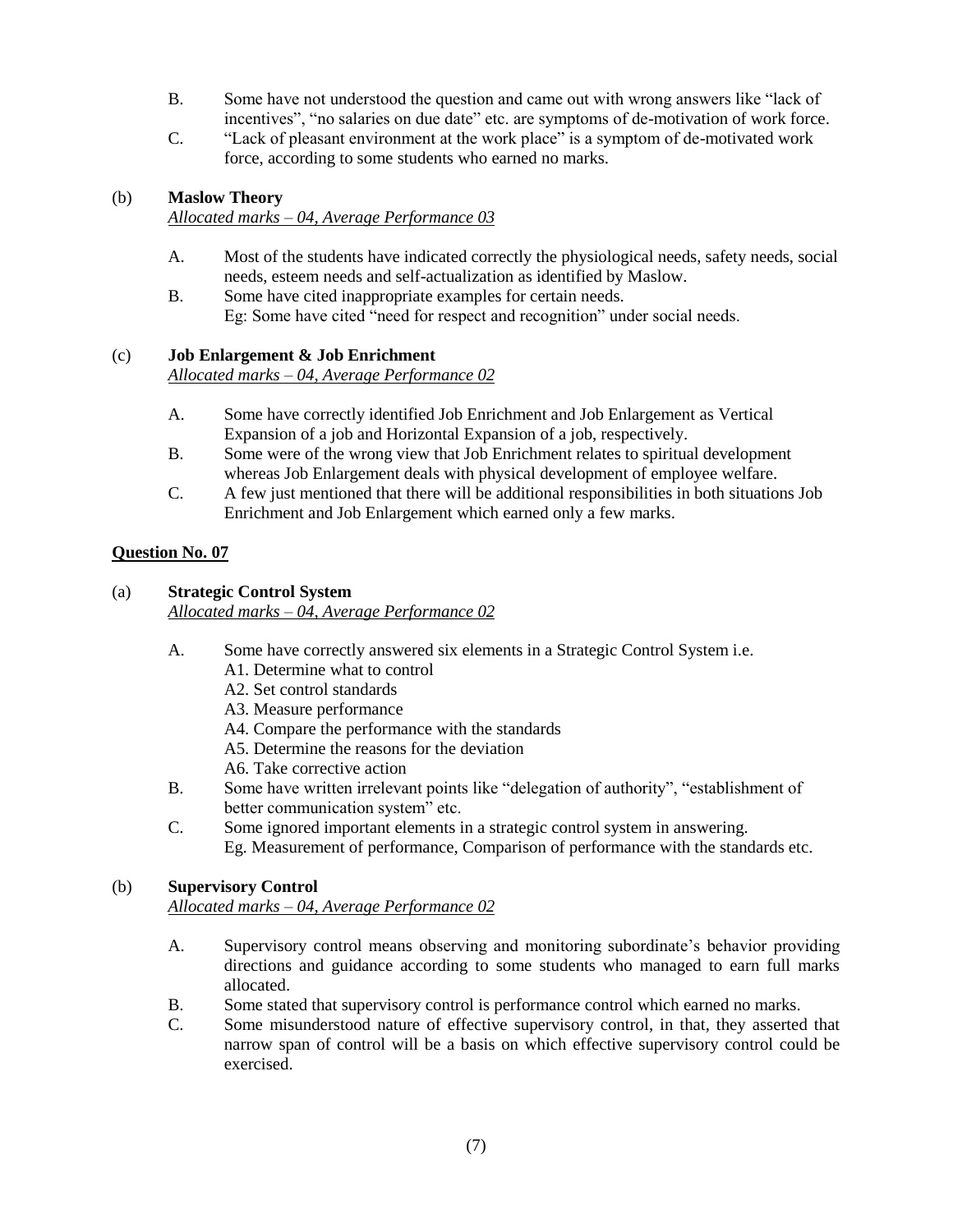B. Some have not understood the question and came out with wrong answers like "lack of incentives", "no salaries on due date" etc. are symptoms of de-motivation of work force.

C. "Lack of pleasant environment at the work place" is a symptom of de-motivated work force, according to some students who earned no marks.

(b) **Maslow Theory**

*Allocated marks – 04, Average Performance 03*

A. Most of the students have indicated correctly the physiological needs, safety needs, social needs, esteem needs and self-actualization as identified by Maslow.

B. Some have cited inappropriate examples for certain needs.
Eg: Some have cited "need for respect and recognition" under social needs.

(c) **Job Enlargement & Job Enrichment**

*Allocated marks – 04, Average Performance 02*

A. Some have correctly identified Job Enrichment and Job Enlargement as Vertical Expansion of a job and Horizontal Expansion of a job, respectively.

B. Some were of the wrong view that Job Enrichment relates to spiritual development whereas Job Enlargement deals with physical development of employee welfare.

C. A few just mentioned that there will be additional responsibilities in both situations Job Enrichment and Job Enlargement which earned only a few marks.

## Question No. 07

(a) **Strategic Control System**

*Allocated marks – 04, Average Performance 02*

A. Some have correctly answered six elements in a Strategic Control System i.e.
   - A1. Determine what to control
   - A2. Set control standards
   - A3. Measure performance
   - A4. Compare the performance with the standards
   - A5. Determine the reasons for the deviation
   - A6. Take corrective action

B. Some have written irrelevant points like "delegation of authority", "establishment of better communication system" etc.

C. Some ignored important elements in a strategic control system in answering.
Eg. Measurement of performance, Comparison of performance with the standards etc.

(b) **Supervisory Control**

*Allocated marks – 04, Average Performance 02*

A. Supervisory control means observing and monitoring subordinate's behavior providing directions and guidance according to some students who managed to earn full marks allocated.

B. Some stated that supervisory control is performance control which earned no marks.

C. Some misunderstood nature of effective supervisory control, in that, they asserted that narrow span of control will be a basis on which effective supervisory control could be exercised.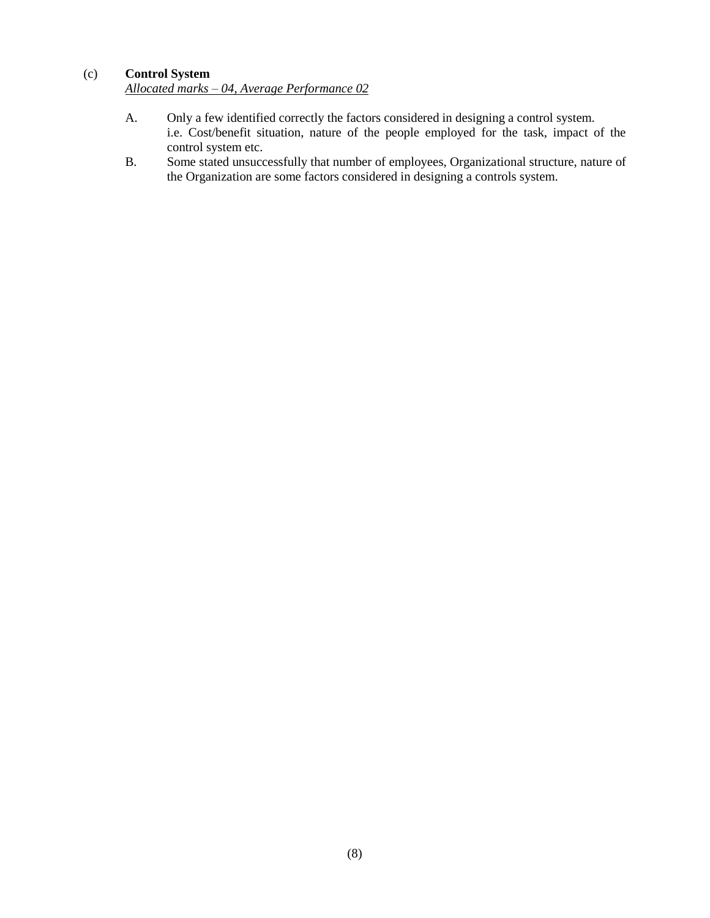(c) **Control System**

*Allocated marks – 04, Average Performance 02*

A. Only a few identified correctly the factors considered in designing a control system. i.e. Cost/benefit situation, nature of the people employed for the task, impact of the control system etc.

B. Some stated unsuccessfully that number of employees, Organizational structure, nature of the Organization are some factors considered in designing a controls system.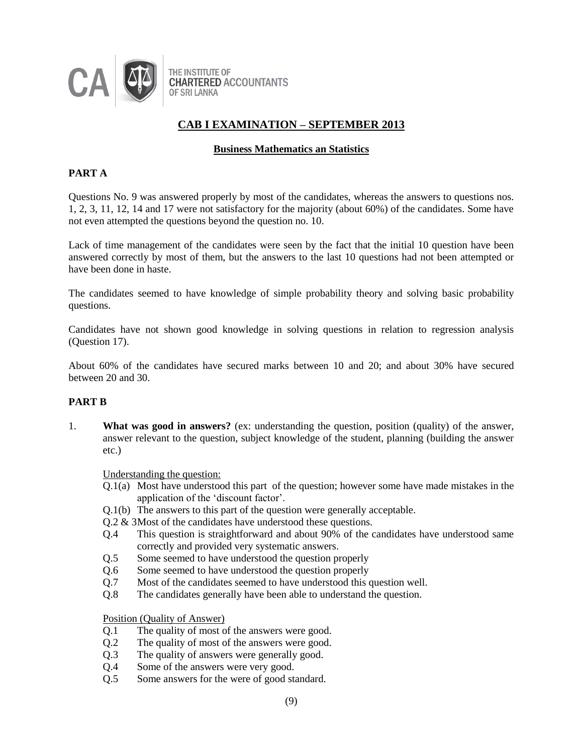THE INSTITUTE OF
**CHARTERED** ACCOUNTANTS
OF SRI LANKA

## CAB I EXAMINATION – SEPTEMBER 2013

### Business Mathematics an Statistics

**PART A**

Questions No. 9 was answered properly by most of the candidates, whereas the answers to questions nos. 1, 2, 3, 11, 12, 14 and 17 were not satisfactory for the majority (about 60%) of the candidates. Some have not even attempted the questions beyond the question no. 10.

Lack of time management of the candidates were seen by the fact that the initial 10 question have been answered correctly by most of them, but the answers to the last 10 questions had not been attempted or have been done in haste.

The candidates seemed to have knowledge of simple probability theory and solving basic probability questions.

Candidates have not shown good knowledge in solving questions in relation to regression analysis (Question 17).

About 60% of the candidates have secured marks between 10 and 20; and about 30% have secured between 20 and 30.

**PART B**

1. **What was good in answers?** (ex: understanding the question, position (quality) of the answer, answer relevant to the question, subject knowledge of the student, planning (building the answer etc.)

   Understanding the question:

   - Q.1(a) Most have understood this part of the question; however some have made mistakes in the application of the 'discount factor'.
   - Q.1(b) The answers to this part of the question were generally acceptable.
   - Q.2 & 3 Most of the candidates have understood these questions.
   - Q.4 This question is straightforward and about 90% of the candidates have understood same correctly and provided very systematic answers.
   - Q.5 Some seemed to have understood the question properly
   - Q.6 Some seemed to have understood the question properly
   - Q.7 Most of the candidates seemed to have understood this question well.
   - Q.8 The candidates generally have been able to understand the question.

   Position (Quality of Answer)

   - Q.1 The quality of most of the answers were good.
   - Q.2 The quality of most of the answers were good.
   - Q.3 The quality of answers were generally good.
   - Q.4 Some of the answers were very good.
   - Q.5 Some answers for the were of good standard.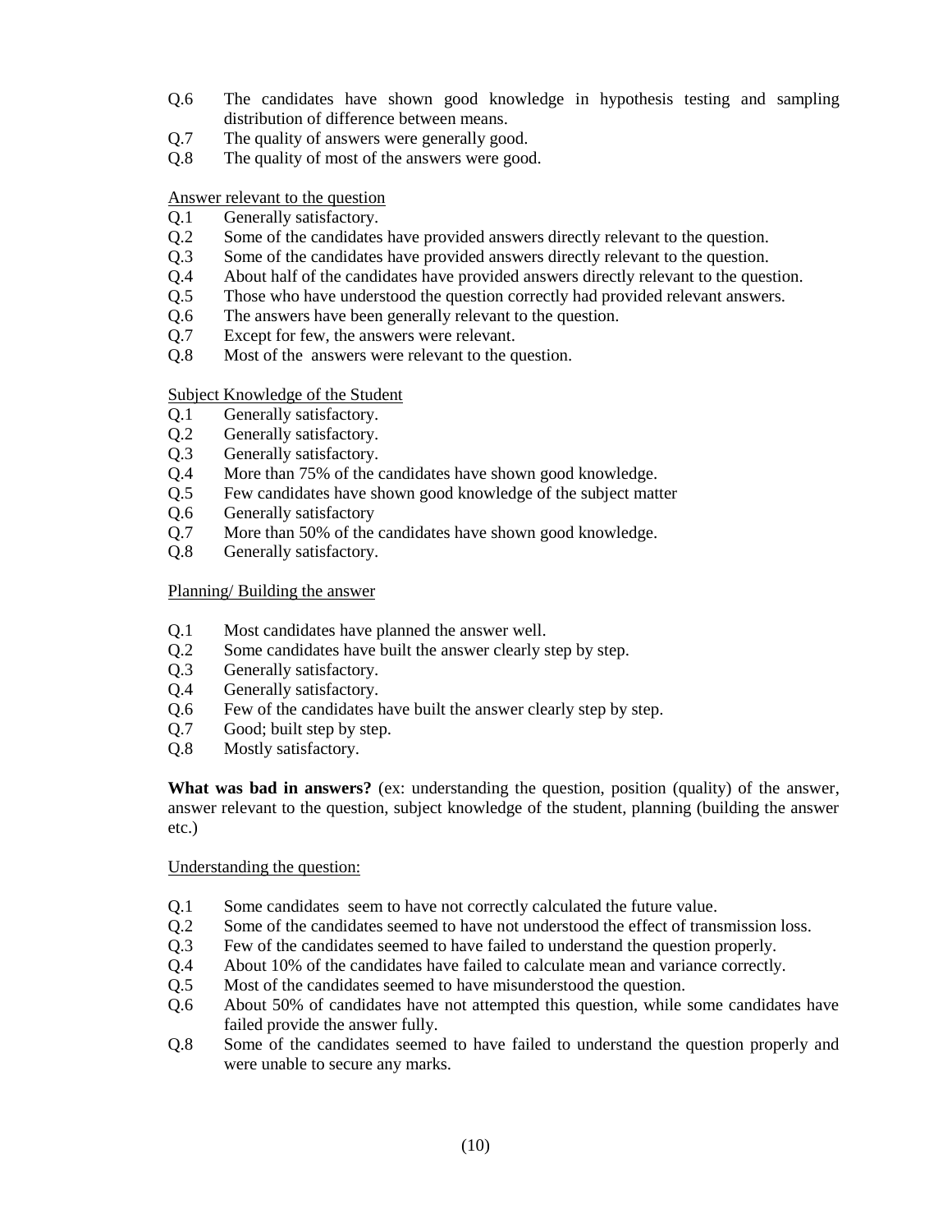Q.6 The candidates have shown good knowledge in hypothesis testing and sampling distribution of difference between means.
Q.7 The quality of answers were generally good.
Q.8 The quality of most of the answers were good.

Answer relevant to the question

Q.1 Generally satisfactory.
Q.2 Some of the candidates have provided answers directly relevant to the question.
Q.3 Some of the candidates have provided answers directly relevant to the question.
Q.4 About half of the candidates have provided answers directly relevant to the question.
Q.5 Those who have understood the question correctly had provided relevant answers.
Q.6 The answers have been generally relevant to the question.
Q.7 Except for few, the answers were relevant.
Q.8 Most of the answers were relevant to the question.

Subject Knowledge of the Student

Q.1 Generally satisfactory.
Q.2 Generally satisfactory.
Q.3 Generally satisfactory.
Q.4 More than 75% of the candidates have shown good knowledge.
Q.5 Few candidates have shown good knowledge of the subject matter
Q.6 Generally satisfactory
Q.7 More than 50% of the candidates have shown good knowledge.
Q.8 Generally satisfactory.

Planning/ Building the answer

Q.1 Most candidates have planned the answer well.
Q.2 Some candidates have built the answer clearly step by step.
Q.3 Generally satisfactory.
Q.4 Generally satisfactory.
Q.6 Few of the candidates have built the answer clearly step by step.
Q.7 Good; built step by step.
Q.8 Mostly satisfactory.

**What was bad in answers?** (ex: understanding the question, position (quality) of the answer, answer relevant to the question, subject knowledge of the student, planning (building the answer etc.)

Understanding the question:

Q.1 Some candidates seem to have not correctly calculated the future value.
Q.2 Some of the candidates seemed to have not understood the effect of transmission loss.
Q.3 Few of the candidates seemed to have failed to understand the question properly.
Q.4 About 10% of the candidates have failed to calculate mean and variance correctly.
Q.5 Most of the candidates seemed to have misunderstood the question.
Q.6 About 50% of candidates have not attempted this question, while some candidates have failed provide the answer fully.
Q.8 Some of the candidates seemed to have failed to understand the question properly and were unable to secure any marks.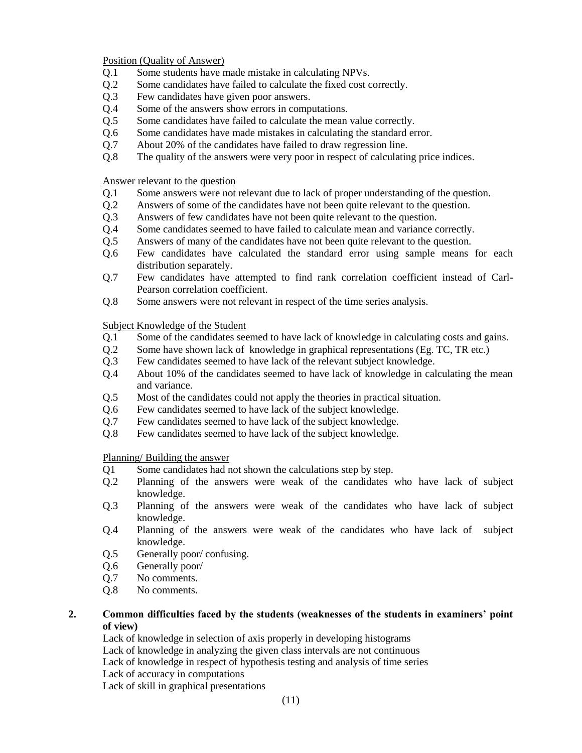Position (Quality of Answer)

- Q.1 Some students have made mistake in calculating NPVs.
- Q.2 Some candidates have failed to calculate the fixed cost correctly.
- Q.3 Few candidates have given poor answers.
- Q.4 Some of the answers show errors in computations.
- Q.5 Some candidates have failed to calculate the mean value correctly.
- Q.6 Some candidates have made mistakes in calculating the standard error.
- Q.7 About 20% of the candidates have failed to draw regression line.
- Q.8 The quality of the answers were very poor in respect of calculating price indices.

Answer relevant to the question

- Q.1 Some answers were not relevant due to lack of proper understanding of the question.
- Q.2 Answers of some of the candidates have not been quite relevant to the question.
- Q.3 Answers of few candidates have not been quite relevant to the question.
- Q.4 Some candidates seemed to have failed to calculate mean and variance correctly.
- Q.5 Answers of many of the candidates have not been quite relevant to the question.
- Q.6 Few candidates have calculated the standard error using sample means for each distribution separately.
- Q.7 Few candidates have attempted to find rank correlation coefficient instead of Carl-Pearson correlation coefficient.
- Q.8 Some answers were not relevant in respect of the time series analysis.

Subject Knowledge of the Student

- Q.1 Some of the candidates seemed to have lack of knowledge in calculating costs and gains.
- Q.2 Some have shown lack of knowledge in graphical representations (Eg. TC, TR etc.)
- Q.3 Few candidates seemed to have lack of the relevant subject knowledge.
- Q.4 About 10% of the candidates seemed to have lack of knowledge in calculating the mean and variance.
- Q.5 Most of the candidates could not apply the theories in practical situation.
- Q.6 Few candidates seemed to have lack of the subject knowledge.
- Q.7 Few candidates seemed to have lack of the subject knowledge.
- Q.8 Few candidates seemed to have lack of the subject knowledge.

Planning/ Building the answer

- Q1 Some candidates had not shown the calculations step by step.
- Q.2 Planning of the answers were weak of the candidates who have lack of subject knowledge.
- Q.3 Planning of the answers were weak of the candidates who have lack of subject knowledge.
- Q.4 Planning of the answers were weak of the candidates who have lack of subject knowledge.
- Q.5 Generally poor/ confusing.
- Q.6 Generally poor/
- Q.7 No comments.
- Q.8 No comments.

**2. Common difficulties faced by the students (weaknesses of the students in examiners' point of view)**

Lack of knowledge in selection of axis properly in developing histograms
Lack of knowledge in analyzing the given class intervals are not continuous
Lack of knowledge in respect of hypothesis testing and analysis of time series
Lack of accuracy in computations
Lack of skill in graphical presentations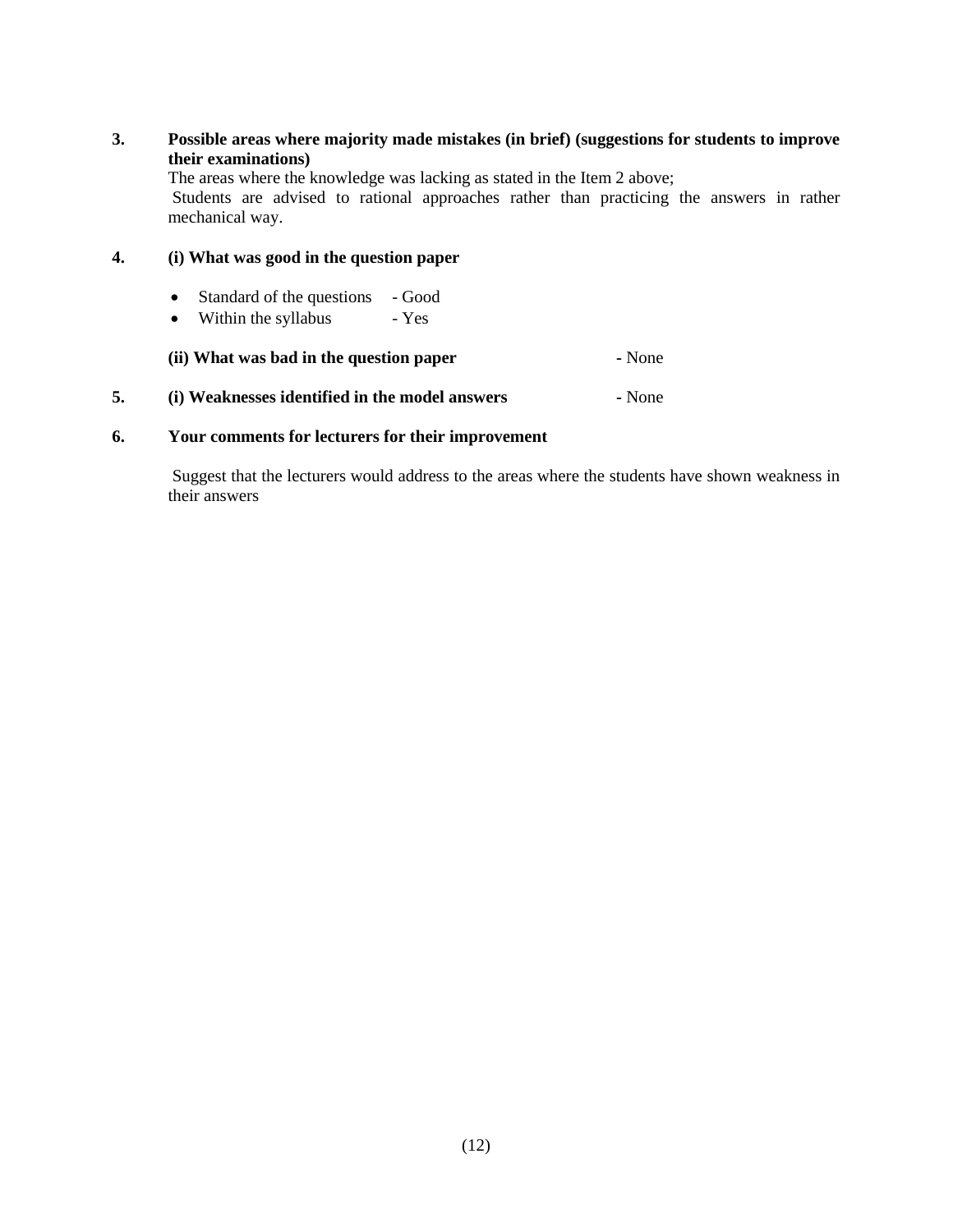**3. Possible areas where majority made mistakes (in brief) (suggestions for students to improve their examinations)**

The areas where the knowledge was lacking as stated in the Item 2 above;

Students are advised to rational approaches rather than practicing the answers in rather mechanical way.

**4. (i) What was good in the question paper**

- Standard of the questions - Good
- Within the syllabus - Yes

**(ii) What was bad in the question paper** - None

**5. (i) Weaknesses identified in the model answers** - None

**6. Your comments for lecturers for their improvement**

Suggest that the lecturers would address to the areas where the students have shown weakness in their answers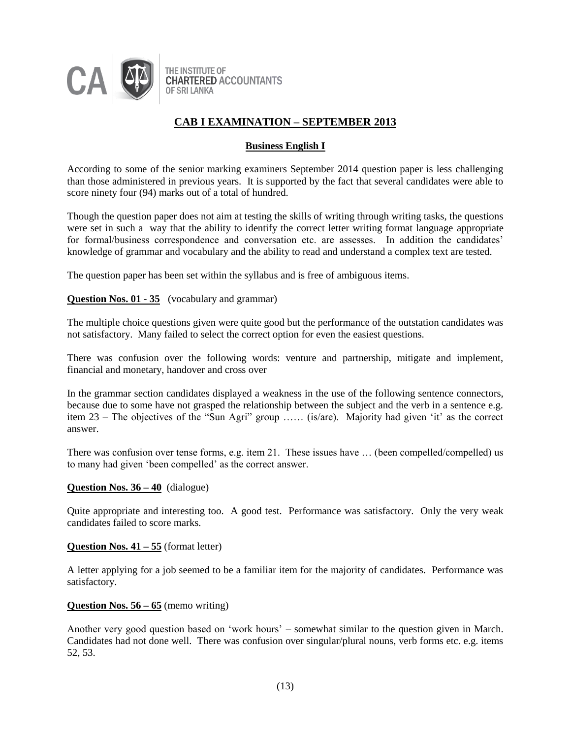# CAB I EXAMINATION – SEPTEMBER 2013

## Business English I

According to some of the senior marking examiners September 2014 question paper is less challenging than those administered in previous years. It is supported by the fact that several candidates were able to score ninety four (94) marks out of a total of hundred.

Though the question paper does not aim at testing the skills of writing through writing tasks, the questions were set in such a way that the ability to identify the correct letter writing format language appropriate for formal/business correspondence and conversation etc. are assesses. In addition the candidates' knowledge of grammar and vocabulary and the ability to read and understand a complex text are tested.

The question paper has been set within the syllabus and is free of ambiguous items.

**Question Nos. 01 - 35** (vocabulary and grammar)

The multiple choice questions given were quite good but the performance of the outstation candidates was not satisfactory. Many failed to select the correct option for even the easiest questions.

There was confusion over the following words: venture and partnership, mitigate and implement, financial and monetary, handover and cross over

In the grammar section candidates displayed a weakness in the use of the following sentence connectors, because due to some have not grasped the relationship between the subject and the verb in a sentence e.g. item 23 – The objectives of the "Sun Agri" group …… (is/are). Majority had given 'it' as the correct answer.

There was confusion over tense forms, e.g. item 21. These issues have … (been compelled/compelled) us to many had given 'been compelled' as the correct answer.

**Question Nos. 36 – 40** (dialogue)

Quite appropriate and interesting too. A good test. Performance was satisfactory. Only the very weak candidates failed to score marks.

**Question Nos. 41 – 55** (format letter)

A letter applying for a job seemed to be a familiar item for the majority of candidates. Performance was satisfactory.

**Question Nos. 56 – 65** (memo writing)

Another very good question based on 'work hours' – somewhat similar to the question given in March. Candidates had not done well. There was confusion over singular/plural nouns, verb forms etc. e.g. items 52, 53.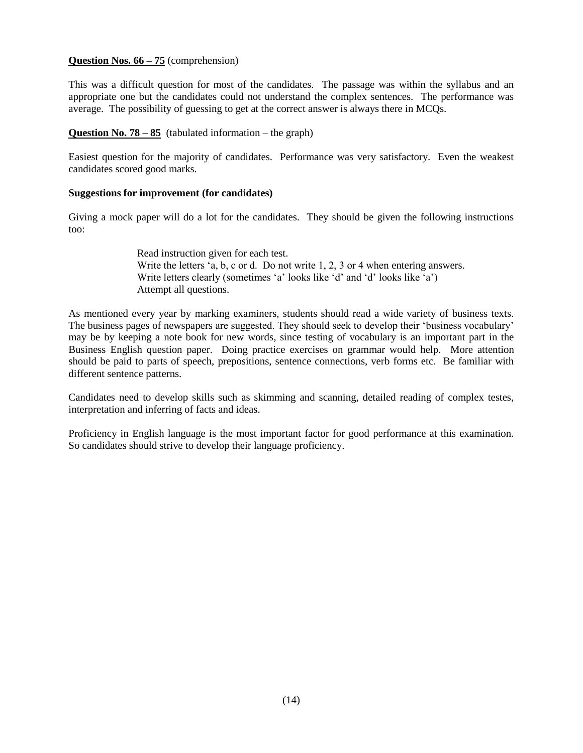**Question Nos. 66 – 75** (comprehension)

This was a difficult question for most of the candidates. The passage was within the syllabus and an appropriate one but the candidates could not understand the complex sentences. The performance was average. The possibility of guessing to get at the correct answer is always there in MCQs.

**Question No. 78 – 85** (tabulated information – the graph)

Easiest question for the majority of candidates. Performance was very satisfactory. Even the weakest candidates scored good marks.

**Suggestions for improvement (for candidates)**

Giving a mock paper will do a lot for the candidates. They should be given the following instructions too:

Read instruction given for each test.
Write the letters 'a, b, c or d. Do not write 1, 2, 3 or 4 when entering answers.
Write letters clearly (sometimes 'a' looks like 'd' and 'd' looks like 'a')
Attempt all questions.

As mentioned every year by marking examiners, students should read a wide variety of business texts. The business pages of newspapers are suggested. They should seek to develop their 'business vocabulary' may be by keeping a note book for new words, since testing of vocabulary is an important part in the Business English question paper. Doing practice exercises on grammar would help. More attention should be paid to parts of speech, prepositions, sentence connections, verb forms etc. Be familiar with different sentence patterns.

Candidates need to develop skills such as skimming and scanning, detailed reading of complex testes, interpretation and inferring of facts and ideas.

Proficiency in English language is the most important factor for good performance at this examination. So candidates should strive to develop their language proficiency.